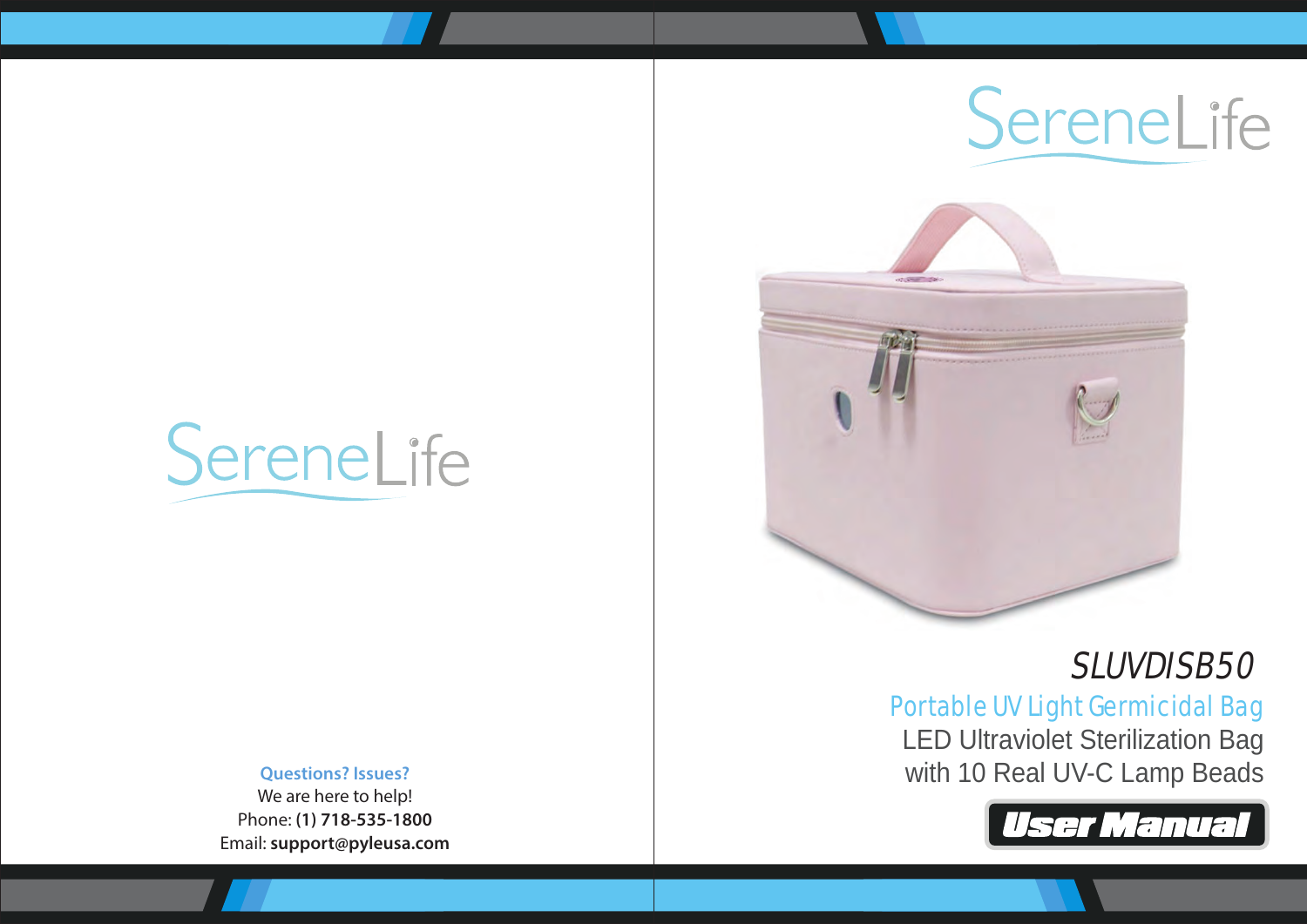SereneLife

**Questions? Issues?**
We are here to help!
Phone: **(1) 718-535-1800**
Email: **support@pyleusa.com**

SereneLife

# SLUVDISB50

## Portable UV Light Germicidal Bag

LED Ultraviolet Sterilization Bag
with 10 Real UV-C Lamp Beads

**User Manual**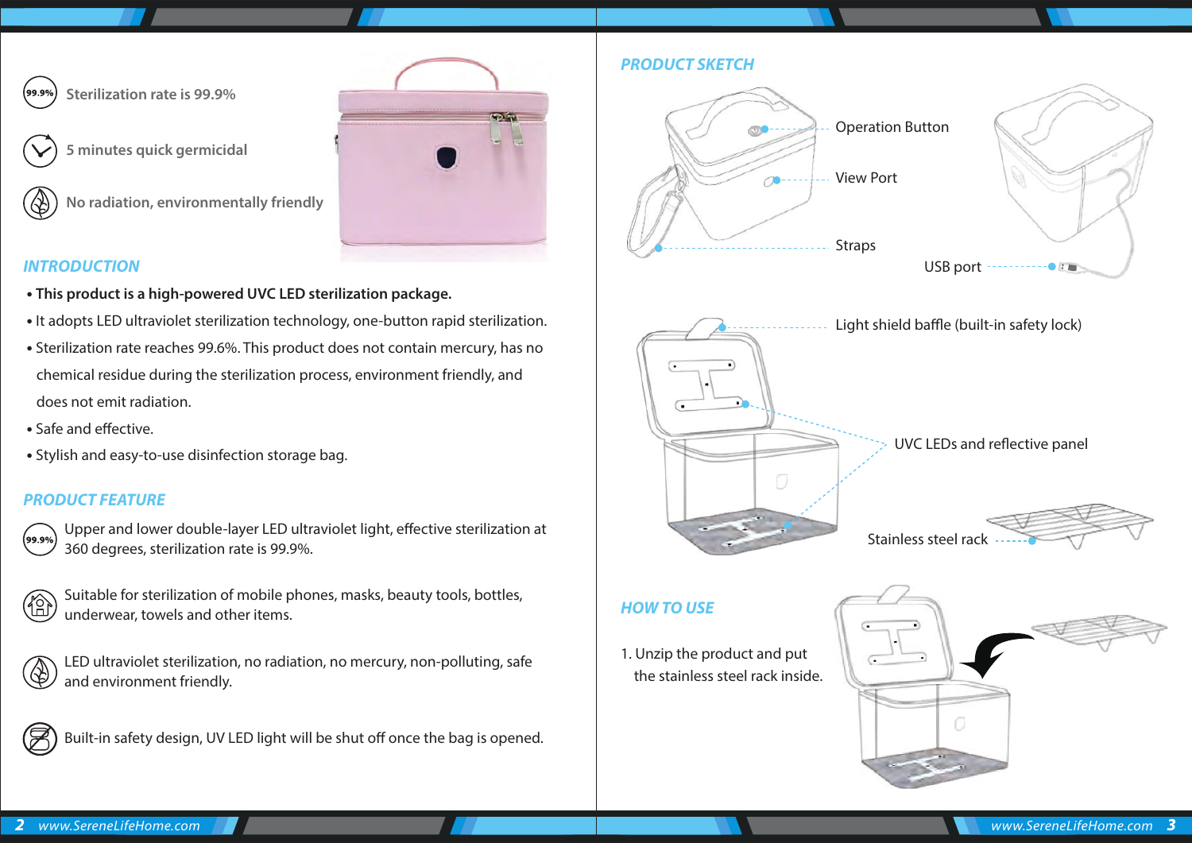Sterilization rate is 99.9%

5 minutes quick germicidal

No radiation, environmentally friendly

## INTRODUCTION

- **This product is a high-powered UVC LED sterilization package.**
- It adopts LED ultraviolet sterilization technology, one-button rapid sterilization.
- Sterilization rate reaches 99.6%. This product does not contain mercury, has no chemical residue during the sterilization process, environment friendly, and does not emit radiation.
- Safe and effective.
- Stylish and easy-to-use disinfection storage bag.

## PRODUCT FEATURE

Upper and lower double-layer LED ultraviolet light, effective sterilization at 360 degrees, sterilization rate is 99.9%.

Suitable for sterilization of mobile phones, masks, beauty tools, bottles, underwear, towels and other items.

LED ultraviolet sterilization, no radiation, no mercury, non-polluting, safe and environment friendly.

Built-in safety design, UV LED light will be shut off once the bag is opened.

## PRODUCT SKETCH

- Operation Button
- View Port
- Straps
- USB port
- Light shield baffle (built-in safety lock)
- UVC LEDs and reflective panel
- Stainless steel rack

## HOW TO USE

1. Unzip the product and put the stainless steel rack inside.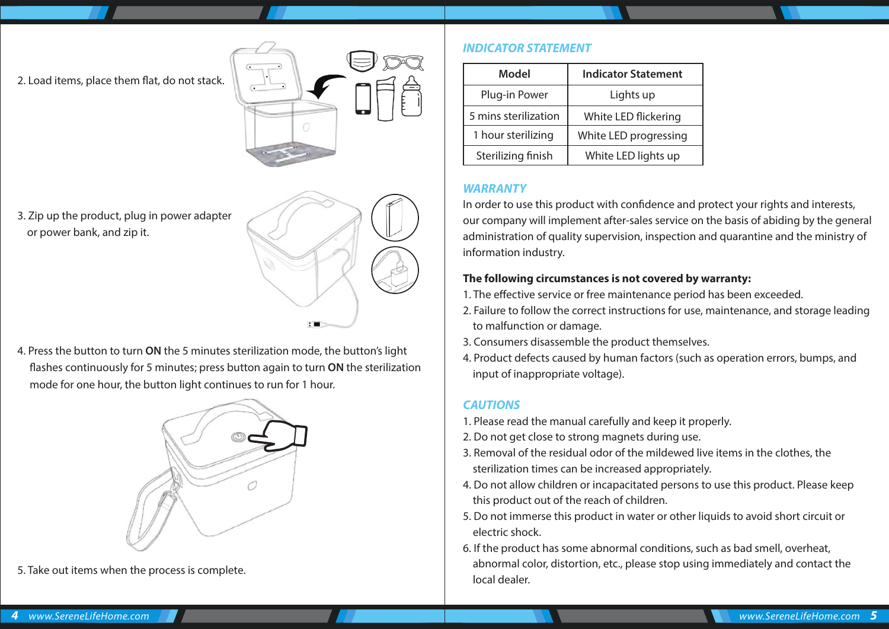2. Load items, place them flat, do not stack.

3. Zip up the product, plug in power adapter or power bank, and zip it.

4. Press the button to turn **ON** the 5 minutes sterilization mode, the button's light flashes continuously for 5 minutes; press button again to turn **ON** the sterilization mode for one hour, the button light continues to run for 1 hour.

5. Take out items when the process is complete.

## INDICATOR STATEMENT

| Model | Indicator Statement |
| --- | --- |
| Plug-in Power | Lights up |
| 5 mins sterilization | White LED flickering |
| 1 hour sterilizing | White LED progressing |
| Sterilizing finish | White LED lights up |

## WARRANTY

In order to use this product with confidence and protect your rights and interests, our company will implement after-sales service on the basis of abiding by the general administration of quality supervision, inspection and quarantine and the ministry of information industry.

**The following circumstances is not covered by warranty:**

1. The effective service or free maintenance period has been exceeded.
2. Failure to follow the correct instructions for use, maintenance, and storage leading to malfunction or damage.
3. Consumers disassemble the product themselves.
4. Product defects caused by human factors (such as operation errors, bumps, and input of inappropriate voltage).

## CAUTIONS

1. Please read the manual carefully and keep it properly.
2. Do not get close to strong magnets during use.
3. Removal of the residual odor of the mildewed live items in the clothes, the sterilization times can be increased appropriately.
4. Do not allow children or incapacitated persons to use this product. Please keep this product out of the reach of children.
5. Do not immerse this product in water or other liquids to avoid short circuit or electric shock.
6. If the product has some abnormal conditions, such as bad smell, overheat, abnormal color, distortion, etc., please stop using immediately and contact the local dealer.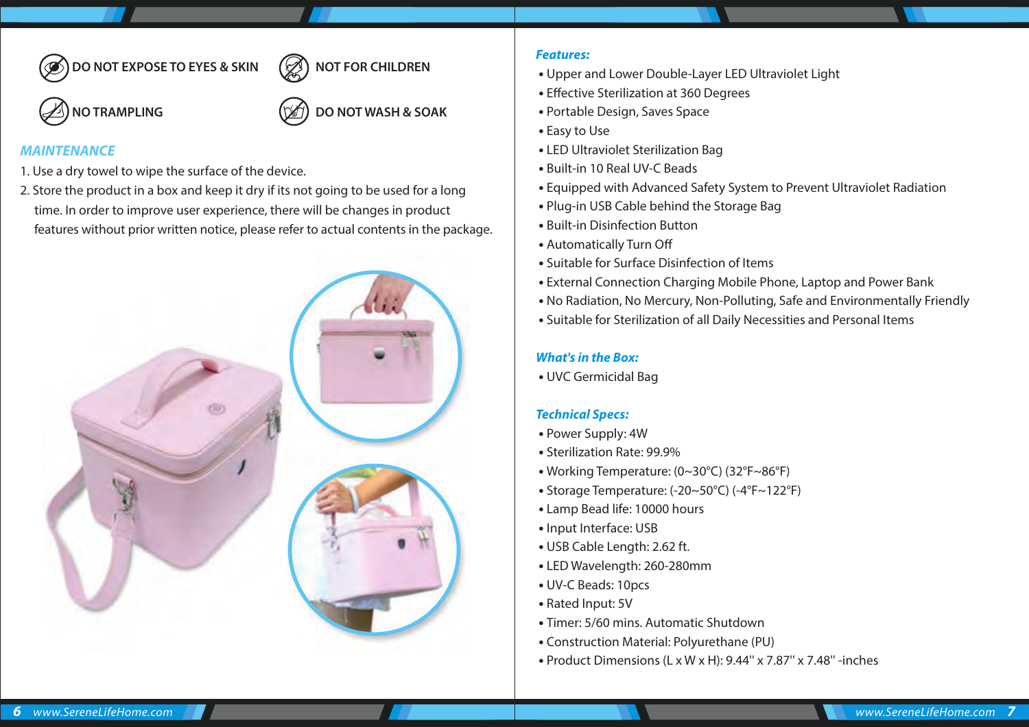DO NOT EXPOSE TO EYES & SKIN

NOT FOR CHILDREN

NO TRAMPLING

DO NOT WASH & SOAK

## MAINTENANCE

1. Use a dry towel to wipe the surface of the device.
2. Store the product in a box and keep it dry if its not going to be used for a long time. In order to improve user experience, there will be changes in product features without prior written notice, please refer to actual contents in the package.

## *Features:*

- Upper and Lower Double-Layer LED Ultraviolet Light
- Effective Sterilization at 360 Degrees
- Portable Design, Saves Space
- Easy to Use
- LED Ultraviolet Sterilization Bag
- Built-in 10 Real UV-C Beads
- Equipped with Advanced Safety System to Prevent Ultraviolet Radiation
- Plug-in USB Cable behind the Storage Bag
- Built-in Disinfection Button
- Automatically Turn Off
- Suitable for Surface Disinfection of Items
- External Connection Charging Mobile Phone, Laptop and Power Bank
- No Radiation, No Mercury, Non-Polluting, Safe and Environmentally Friendly
- Suitable for Sterilization of all Daily Necessities and Personal Items

## *What's in the Box:*

- UVC Germicidal Bag

## *Technical Specs:*

- Power Supply: 4W
- Sterilization Rate: 99.9%
- Working Temperature: (0~30°C) (32°F~86°F)
- Storage Temperature: (-20~50°C) (-4°F~122°F)
- Lamp Bead life: 10000 hours
- Input Interface: USB
- USB Cable Length: 2.62 ft.
- LED Wavelength: 260-280mm
- UV-C Beads: 10pcs
- Rated Input: 5V
- Timer: 5/60 mins. Automatic Shutdown
- Construction Material: Polyurethane (PU)
- Product Dimensions (L x W x H): 9.44'' x 7.87'' x 7.48'' -inches